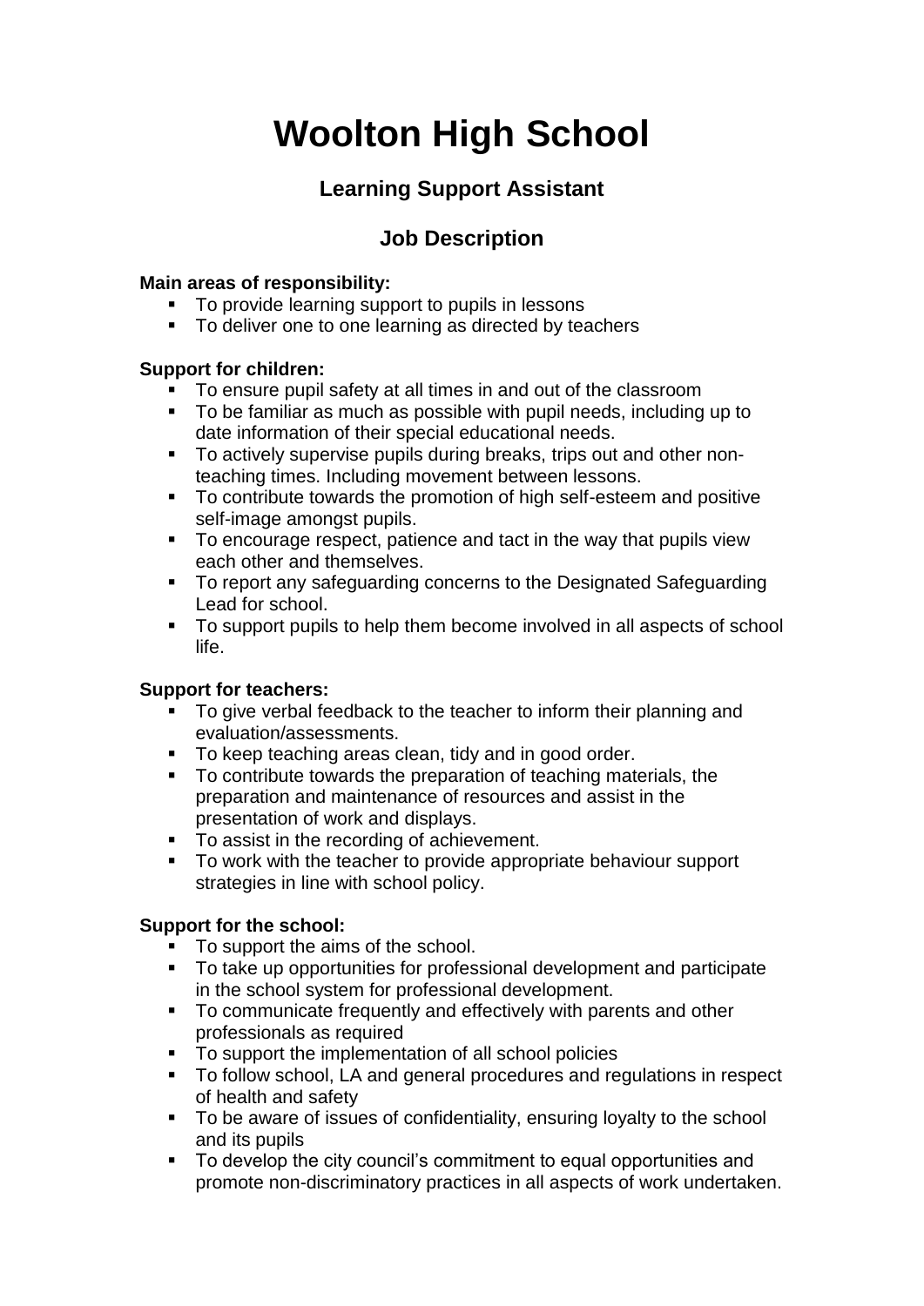# Woolton High School

## Learning Support Assistant

## Job Description

**Main areas of responsibility:**

- To provide learning support to pupils in lessons
- To deliver one to one learning as directed by teachers

**Support for children:**

- To ensure pupil safety at all times in and out of the classroom
- To be familiar as much as possible with pupil needs, including up to date information of their special educational needs.
- To actively supervise pupils during breaks, trips out and other non-teaching times. Including movement between lessons.
- To contribute towards the promotion of high self-esteem and positive self-image amongst pupils.
- To encourage respect, patience and tact in the way that pupils view each other and themselves.
- To report any safeguarding concerns to the Designated Safeguarding Lead for school.
- To support pupils to help them become involved in all aspects of school life.

**Support for teachers:**

- To give verbal feedback to the teacher to inform their planning and evaluation/assessments.
- To keep teaching areas clean, tidy and in good order.
- To contribute towards the preparation of teaching materials, the preparation and maintenance of resources and assist in the presentation of work and displays.
- To assist in the recording of achievement.
- To work with the teacher to provide appropriate behaviour support strategies in line with school policy.

**Support for the school:**

- To support the aims of the school.
- To take up opportunities for professional development and participate in the school system for professional development.
- To communicate frequently and effectively with parents and other professionals as required
- To support the implementation of all school policies
- To follow school, LA and general procedures and regulations in respect of health and safety
- To be aware of issues of confidentiality, ensuring loyalty to the school and its pupils
- To develop the city council's commitment to equal opportunities and promote non-discriminatory practices in all aspects of work undertaken.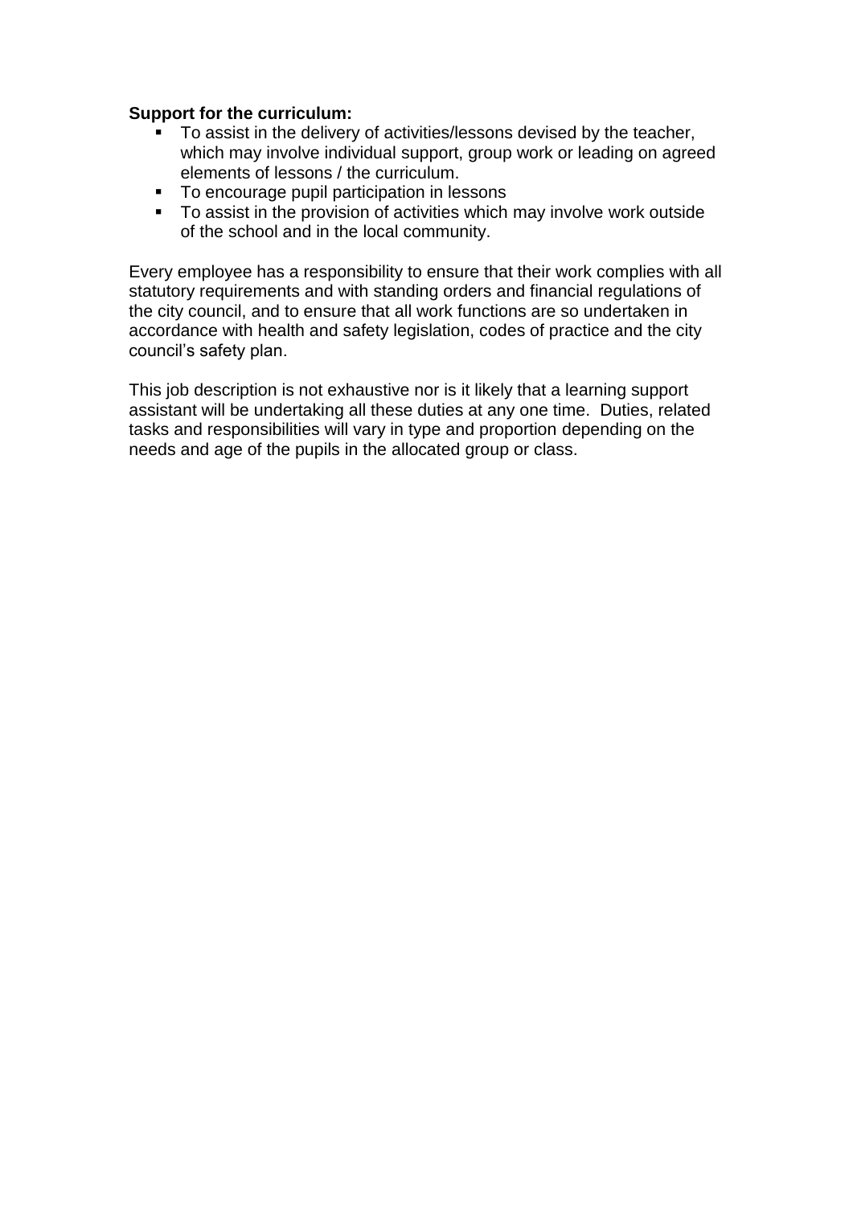**Support for the curriculum:**

- To assist in the delivery of activities/lessons devised by the teacher, which may involve individual support, group work or leading on agreed elements of lessons / the curriculum.
- To encourage pupil participation in lessons
- To assist in the provision of activities which may involve work outside of the school and in the local community.

Every employee has a responsibility to ensure that their work complies with all statutory requirements and with standing orders and financial regulations of the city council, and to ensure that all work functions are so undertaken in accordance with health and safety legislation, codes of practice and the city council's safety plan.

This job description is not exhaustive nor is it likely that a learning support assistant will be undertaking all these duties at any one time. Duties, related tasks and responsibilities will vary in type and proportion depending on the needs and age of the pupils in the allocated group or class.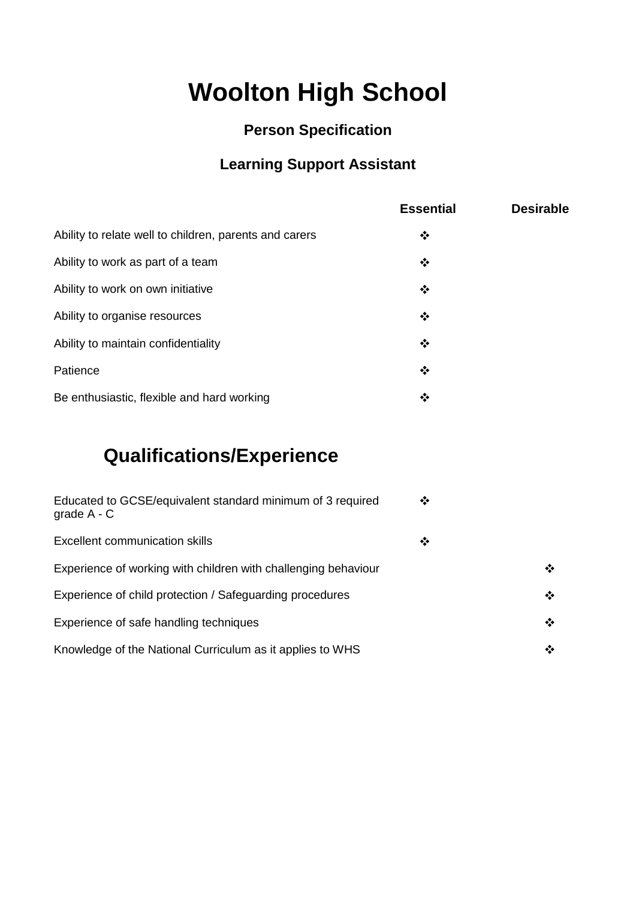# Woolton High School

### Person Specification

### Learning Support Assistant

| | Essential | Desirable |
|---|---|---|
| Ability to relate well to children, parents and carers | ❖ | |
| Ability to work as part of a team | ❖ | |
| Ability to work on own initiative | ❖ | |
| Ability to organise resources | ❖ | |
| Ability to maintain confidentiality | ❖ | |
| Patience | ❖ | |
| Be enthusiastic, flexible and hard working | ❖ | |

## Qualifications/Experience

| | | |
|---|---|---|
| Educated to GCSE/equivalent standard minimum of 3 required grade A - C | ❖ | |
| Excellent communication skills | ❖ | |
| Experience of working with children with challenging behaviour | | ❖ |
| Experience of child protection / Safeguarding procedures | | ❖ |
| Experience of safe handling techniques | | ❖ |
| Knowledge of the National Curriculum as it applies to WHS | | ❖ |